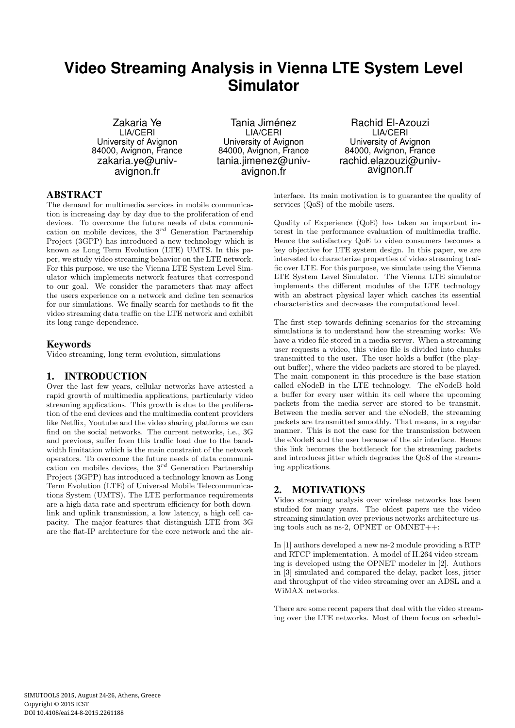# Video Streaming Analysis in Vienna LTE System Level Simulator

Zakaria Ye
LIA/CERI
University of Avignon
84000, Avignon, France
zakaria.ye@univ-avignon.fr

Tania Jiménez
LIA/CERI
University of Avignon
84000, Avignon, France
tania.jimenez@univ-avignon.fr

Rachid El-Azouzi
LIA/CERI
University of Avignon
84000, Avignon, France
rachid.elazouzi@univ-avignon.fr

## ABSTRACT

The demand for multimedia services in mobile communication is increasing day by day due to the proliferation of end devices. To overcome the future needs of data communication on mobile devices, the $3^{rd}$ Generation Partnership Project (3GPP) has introduced a new technology which is known as Long Term Evolution (LTE) UMTS. In this paper, we study video streaming behavior on the LTE network. For this purpose, we use the Vienna LTE System Level Simulator which implements network features that correspond to our goal. We consider the parameters that may affect the users experience on a network and define ten scenarios for our simulations. We finally search for methods to fit the video streaming data traffic on the LTE network and exhibit its long range dependence.

## Keywords

Video streaming, long term evolution, simulations

## 1. INTRODUCTION

Over the last few years, cellular networks have attested a rapid growth of multimedia applications, particularly video streaming applications. This growth is due to the proliferation of the end devices and the multimedia content providers like Netflix, Youtube and the video sharing platforms we can find on the social networks. The current networks, i.e., 3G and previous, suffer from this traffic load due to the bandwidth limitation which is the main constraint of the network operators. To overcome the future needs of data communication on mobiles devices, the $3^{rd}$ Generation Partnership Project (3GPP) has introduced a technology known as Long Term Evolution (LTE) of Universal Mobile Telecommunications System (UMTS). The LTE performance requirements are a high data rate and spectrum efficiency for both downlink and uplink transmission, a low latency, a high cell capacity. The major features that distinguish LTE from 3G are the flat-IP archtecture for the core network and the air-interface. Its main motivation is to guarantee the quality of services (QoS) of the mobile users.

Quality of Experience (QoE) has taken an important interest in the performance evaluation of multimedia traffic. Hence the satisfactory QoE to video consumers becomes a key objective for LTE system design. In this paper, we are interested to characterize properties of video streaming traffic over LTE. For this purpose, we simulate using the Vienna LTE System Level Simulator. The Vienna LTE simulator implements the different modules of the LTE technology with an abstract physical layer which catches its essential characteristics and decreases the computational level.

The first step towards defining scenarios for the streaming simulations is to understand how the streaming works: We have a video file stored in a media server. When a streaming user requests a video, this video file is divided into chunks transmitted to the user. The user holds a buffer (the playout buffer), where the video packets are stored to be played. The main component in this procedure is the base station called eNodeB in the LTE technology. The eNodeB hold a buffer for every user within its cell where the upcoming packets from the media server are stored to be transmit. Between the media server and the eNodeB, the streaming packets are transmitted smoothly. That means, in a regular manner. This is not the case for the transmission between the eNodeB and the user because of the air interface. Hence this link becomes the bottleneck for the streaming packets and introduces jitter which degrades the QoS of the streaming applications.

## 2. MOTIVATIONS

Video streaming analysis over wireless networks has been studied for many years. The oldest papers use the video streaming simulation over previous networks architecture using tools such as ns-2, OPNET or OMNET++:

In [1] authors developed a new ns-2 module providing a RTP and RTCP implementation. A model of H.264 video streaming is developed using the OPNET modeler in [2]. Authors in [3] simulated and compared the delay, packet loss, jitter and throughput of the video streaming over an ADSL and a WiMAX networks.

There are some recent papers that deal with the video streaming over the LTE networks. Most of them focus on schedul-

SIMUTOOLS 2015, August 24-26, Athens, Greece
Copyright © 2015 ICST
DOI 10.4108/eai.24-8-2015.2261188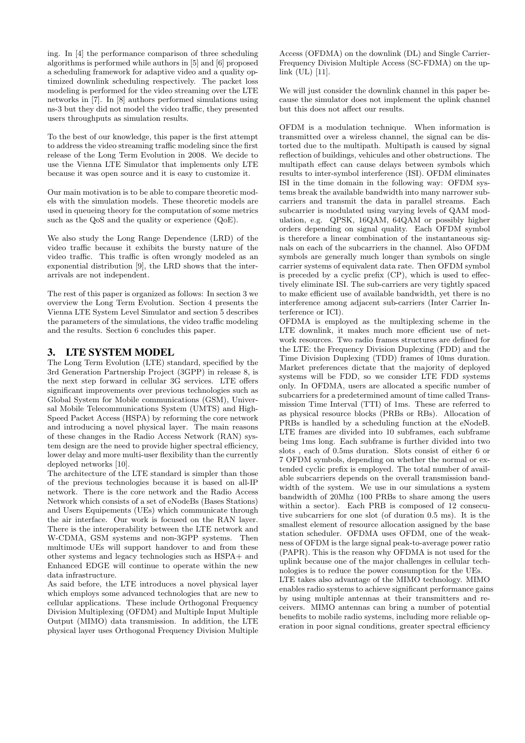ing. In [4] the performance comparison of three scheduling algorithms is performed while authors in [5] and [6] proposed a scheduling framework for adaptive video and a quality optimized downlink scheduling respectively. The packet loss modeling is performed for the video streaming over the LTE networks in [7]. In [8] authors performed simulations using ns-3 but they did not model the video traffic, they presented users throughputs as simulation results.

To the best of our knowledge, this paper is the first attempt to address the video streaming traffic modeling since the first release of the Long Term Evolution in 2008. We decide to use the Vienna LTE Simulator that implements only LTE because it was open source and it is easy to customize it.

Our main motivation is to be able to compare theoretic models with the simulation models. These theoretic models are used in queueing theory for the computation of some metrics such as the QoS and the quality or experience (QoE).

We also study the Long Range Dependence (LRD) of the video traffic because it exhibits the bursty nature of the video traffic. This traffic is often wrongly modeled as an exponential distribution [9], the LRD shows that the interarrivals are not independent.

The rest of this paper is organized as follows: In section 3 we overview the Long Term Evolution. Section 4 presents the Vienna LTE System Level Simulator and section 5 describes the parameters of the simulations, the video traffic modeling and the results. Section 6 concludes this paper.

## 3. LTE SYSTEM MODEL

The Long Term Evolution (LTE) standard, specified by the 3rd Generation Partnership Project (3GPP) in release 8, is the next step forward in cellular 3G services. LTE offers significant improvements over previous technologies such as Global System for Mobile communications (GSM), Universal Mobile Telecommunications System (UMTS) and High-Speed Packet Access (HSPA) by reforming the core network and introducing a novel physical layer. The main reasons of these changes in the Radio Access Network (RAN) system design are the need to provide higher spectral efficiency, lower delay and more multi-user flexibility than the currently deployed networks [10].

The architecture of the LTE standard is simpler than those of the previous technologies because it is based on all-IP network. There is the core network and the Radio Access Network which consists of a set of eNodeBs (Bases Stations) and Users Equipements (UEs) which communicate through the air interface. Our work is focused on the RAN layer. There is the interoperability between the LTE network and W-CDMA, GSM systems and non-3GPP systems. Then multimode UEs will support handover to and from these other systems and legacy technologies such as HSPA+ and Enhanced EDGE will continue to operate within the new data infrastructure.

As said before, the LTE introduces a novel physical layer which employs some advanced technologies that are new to cellular applications. These include Orthogonal Frequency Division Multiplexing (OFDM) and Multiple Input Multiple Output (MIMO) data transmission. In addition, the LTE physical layer uses Orthogonal Frequency Division Multiple Access (OFDMA) on the downlink (DL) and Single Carrier-Frequency Division Multiple Access (SC-FDMA) on the uplink (UL) [11].

We will just consider the downlink channel in this paper because the simulator does not implement the uplink channel but this does not affect our results.

OFDM is a modulation technique. When information is transmitted over a wireless channel, the signal can be distorted due to the multipath. Multipath is caused by signal reflection of buildings, vehicules and other obstructions. The multipath effect can cause delays between symbols which results to inter-symbol interference (ISI). OFDM eliminates ISI in the time domain in the following way: OFDM systems break the available bandwidth into many narrower subcarriers and transmit the data in parallel streams. Each subcarrier is modulated using varying levels of QAM modulation, e.g. QPSK, 16QAM, 64QAM or possibly higher orders depending on signal quality. Each OFDM symbol is therefore a linear combination of the instantaneous signals on each of the subcarriers in the channel. Also OFDM symbols are generally much longer than symbols on single carrier systems of equivalent data rate. Then OFDM symbol is preceded by a cyclic prefix (CP), which is used to effectively eliminate ISI. The sub-carriers are very tightly spaced to make efficient use of available bandwidth, yet there is no interference among adjacent sub-carriers (Inter Carrier Interference or ICI).

OFDMA is employed as the multiplexing scheme in the LTE downlink, it makes much more efficient use of network resources. Two radio frames structures are defined for the LTE: the Frequency Division Duplexing (FDD) and the Time Division Duplexing (TDD) frames of 10ms duration. Market preferences dictate that the majority of deployed systems will be FDD, so we consider LTE FDD systems only. In OFDMA, users are allocated a specific number of subcarriers for a predetermined amount of time called Transmission Time Interval (TTI) of 1ms. These are referred to as physical resource blocks (PRBs or RBs). Allocation of PRBs is handled by a scheduling function at the eNodeB. LTE frames are divided into 10 subframes, each subframe being 1ms long. Each subframe is further divided into two slots , each of 0.5ms duration. Slots consist of either 6 or 7 OFDM symbols, depending on whether the normal or extended cyclic prefix is employed. The total number of available subcarriers depends on the overall transmission bandwidth of the system. We use in our simulations a system bandwidth of 20Mhz (100 PRBs to share among the users within a sector). Each PRB is composed of 12 consecutive subcarriers for one slot (of duration 0.5 ms). It is the smallest element of resource allocation assigned by the base station scheduler. OFDMA uses OFDM, one of the weakness of OFDM is the large signal peak-to-average power ratio (PAPR). This is the reason why OFDMA is not used for the uplink because one of the major challenges in cellular technologies is to reduce the power consumption for the UEs.

LTE takes also advantage of the MIMO technology. MIMO enables radio systems to achieve significant performance gains by using multiple antennas at their transmitters and receivers. MIMO antennas can bring a number of potential benefits to mobile radio systems, including more reliable operation in poor signal conditions, greater spectral efficiency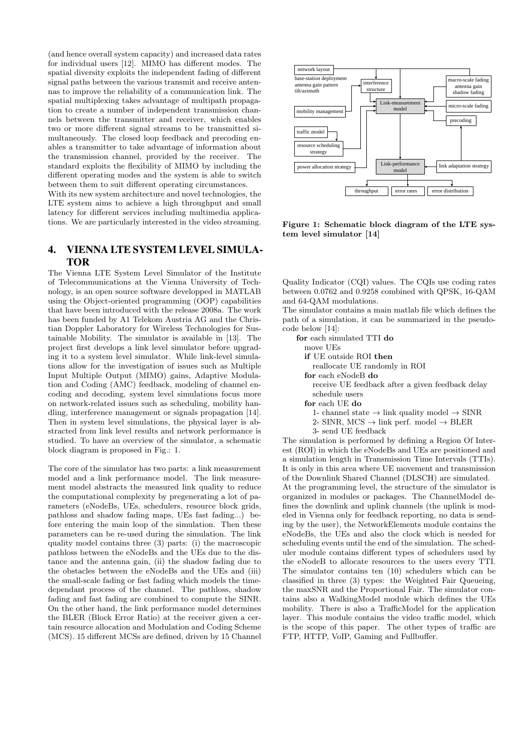(and hence overall system capacity) and increased data rates for individual users [12]. MIMO has different modes. The spatial diversity exploits the independent fading of different signal paths between the various transmit and receive antennas to improve the reliability of a communication link. The spatial multiplexing takes advantage of multipath propagation to create a number of independent transmission channels between the transmitter and receiver, which enables two or more different signal streams to be transmitted simultaneously. The closed loop feedback and precoding enables a transmitter to take advantage of information about the transmission channel, provided by the receiver. The standard exploits the flexibility of MIMO by including the different operating modes and the system is able to switch between them to suit different operating circumstances.
With its new system architecture and novel technologies, the LTE system aims to achieve a high throughput and small latency for different services including multimedia applications. We are particularly interested in the video streaming.

# 4. VIENNA LTE SYSTEM LEVEL SIMULATOR

The Vienna LTE System Level Simulator of the Institute of Telecommunications at the Vienna University of Technology, is an open source software developped in MATLAB using the Object-oriented programming (OOP) capabilities that have been introduced with the release 2008a. The work has been funded by A1 Telekom Austria AG and the Christian Doppler Laboratory for Wireless Technologies for Sustainable Mobility. The simulator is available in [13]. The project first develops a link level simulator before upgrading it to a system level simulator. While link-level simulations allow for the investigation of issues such as Multiple Input Multiple Output (MIMO) gains, Adaptive Modulation and Coding (AMC) feedback, modeling of channel encoding and decoding, system level simulations focus more on network-related issues such as scheduling, mobility handling, interference management or signals propagation [14]. Then in system level simulations, the physical layer is abstracted from link level results and network performance is studied. To have an overview of the simulator, a schematic block diagram is proposed in Fig.: 1.

The core of the simulator has two parts: a link measurement model and a link performance model. The link measurement model abstracts the measured link quality to reduce the computational complexity by pregenerating a lot of parameters (eNodeBs, UEs, schedulers, resource block grids, pathloss and shadow fading maps, UEs fast fading...) before entering the main loop of the simulation. Then these parameters can be re-used during the simulation. The link quality model contains three (3) parts: (i) the macroscopic pathloss between the eNodeBs and the UEs due to the distance and the antenna gain, (ii) the shadow fading due to the obstacles between the eNodeBs and the UEs and (iii) the small-scale fading or fast fading which models the time-dependant process of the channel. The pathloss, shadow fading and fast fading are combined to compute the SINR. On the other hand, the link performance model determines the BLER (Block Error Ratio) at the receiver given a certain resource allocation and Modulation and Coding Scheme (MCS). 15 different MCSs are defined, driven by 15 Channel Quality Indicator (CQI) values. The CQIs use coding rates between 0.0762 and 0.9258 combined with QPSK, 16-QAM and 64-QAM modulations.

network layout
base-station deployment
antenna gain pattern
tilt/azimuth
interference structure
macro-scale fading
antenna gain
shadow fading
Link-measurement model
micro-scale fading
mobility management
precoding
traffic model
resource scheduling strategy
power allocation strategy
Link-performance model
link adaptation strategy
throughput
error rates
error distribution

**Figure 1: Schematic block diagram of the LTE system level simulator [14]**

The simulator contains a main matlab file which defines the path of a simulation, it can be summarized in the pseudocode below [14]:

```
for each simulated TTI do
    move UEs
    if UE outside ROI then
        reallocate UE randomly in ROI
    for each eNodeB do
        receive UE feedback after a given feedback delay
        schedule users
    for each UE do
        1- channel state → link quality model → SINR
        2- SINR, MCS → link perf. model → BLER
        3- send UE feedback
```

The simulation is performed by defining a Region Of Interest (ROI) in which the eNodeBs and UEs are positioned and a simulation length in Transmission Time Intervals (TTIs). It is only in this area where UE movement and transmission of the Downlink Shared Channel (DLSCH) are simulated.
At the programming level, the structure of the simulator is organized in modules or packages. The ChannelModel defines the downlink and uplink channels (the uplink is modeled in Vienna only for feedback reporting, no data is sending by the user), the NetworkElements module contains the eNodeBs, the UEs and also the clock which is needed for scheduling events until the end of the simulation. The scheduler module contains different types of schedulers used by the eNodeB to allocate resources to the users every TTI. The simulator contains ten (10) schedulers which can be classified in three (3) types: the Weighted Fair Queueing, the maxSNR and the Proportional Fair. The simulator contains also a WalkingModel module which defines the UEs mobility. There is also a TrafficModel for the application layer. This module contains the video traffic model, which is the scope of this paper. The other types of traffic are FTP, HTTP, VoIP, Gaming and Fullbuffer.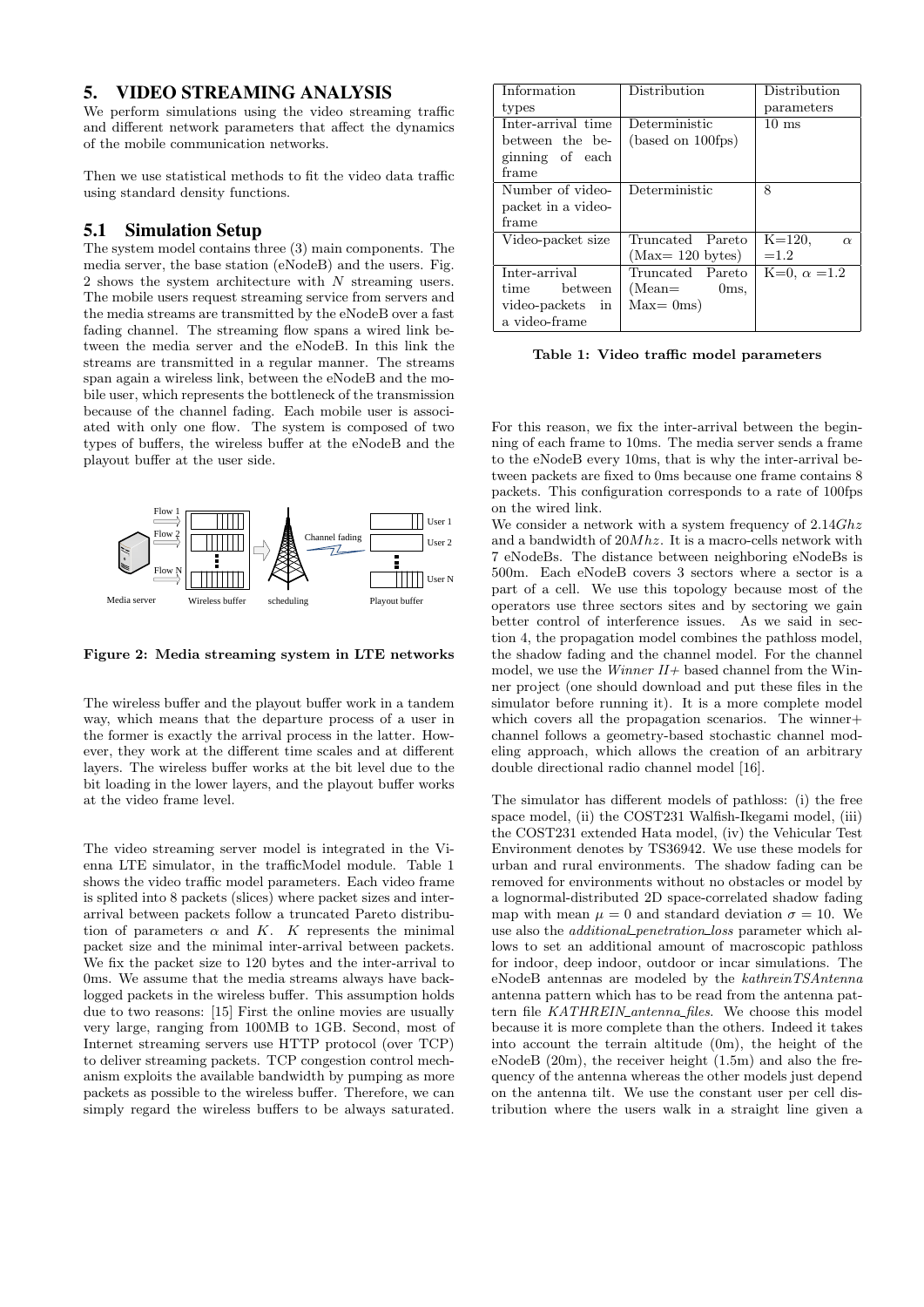## 5. VIDEO STREAMING ANALYSIS

We perform simulations using the video streaming traffic and different network parameters that affect the dynamics of the mobile communication networks.

Then we use statistical methods to fit the video data traffic using standard density functions.

### 5.1 Simulation Setup

The system model contains three (3) main components. The media server, the base station (eNodeB) and the users. Fig. 2 shows the system architecture with $N$ streaming users. The mobile users request streaming service from servers and the media streams are transmitted by the eNodeB over a fast fading channel. The streaming flow spans a wired link between the media server and the eNodeB. In this link the streams are transmitted in a regular manner. The streams span again a wireless link, between the eNodeB and the mobile user, which represents the bottleneck of the transmission because of the channel fading. Each mobile user is associated with only one flow. The system is composed of two types of buffers, the wireless buffer at the eNodeB and the playout buffer at the user side.

**Figure 2: Media streaming system in LTE networks**

The wireless buffer and the playout buffer work in a tandem way, which means that the departure process of a user in the former is exactly the arrival process in the latter. However, they work at the different time scales and at different layers. The wireless buffer works at the bit level due to the bit loading in the lower layers, and the playout buffer works at the video frame level.

The video streaming server model is integrated in the Vienna LTE simulator, in the trafficModel module. Table 1 shows the video traffic model parameters. Each video frame is splited into 8 packets (slices) where packet sizes and inter-arrival between packets follow a truncated Pareto distribution of parameters $\alpha$ and $K$. $K$ represents the minimal packet size and the minimal inter-arrival between packets. We fix the packet size to 120 bytes and the inter-arrival to 0ms. We assume that the media streams always have backlogged packets in the wireless buffer. This assumption holds due to two reasons: [15] First the online movies are usually very large, ranging from 100MB to 1GB. Second, most of Internet streaming servers use HTTP protocol (over TCP) to deliver streaming packets. TCP congestion control mechanism exploits the available bandwidth by pumping as more packets as possible to the wireless buffer. Therefore, we can simply regard the wireless buffers to be always saturated.

| Information types | Distribution | Distribution parameters |
|---|---|---|
| Inter-arrival time between the beginning of each frame | Deterministic (based on 100fps) | 10 ms |
| Number of video-packet in a video-frame | Deterministic | 8 |
| Video-packet size | Truncated Pareto (Max= 120 bytes) | K=120, $\alpha$ =1.2 |
| Inter-arrival time between video-packets in a video-frame | Truncated Pareto (Mean= 0ms, Max= 0ms) | K=0, $\alpha$ =1.2 |

**Table 1: Video traffic model parameters**

For this reason, we fix the inter-arrival between the beginning of each frame to 10ms. The media server sends a frame to the eNodeB every 10ms, that is why the inter-arrival between packets are fixed to 0ms because one frame contains 8 packets. This configuration corresponds to a rate of 100fps on the wired link.

We consider a network with a system frequency of $2.14Ghz$ and a bandwidth of $20Mhz$. It is a macro-cells network with 7 eNodeBs. The distance between neighboring eNodeBs is 500m. Each eNodeB covers 3 sectors where a sector is a part of a cell. We use this topology because most of the operators use three sectors sites and by sectoring we gain better control of interference issues. As we said in section 4, the propagation model combines the pathloss model, the shadow fading and the channel model. For the channel model, we use the *Winner II+* based channel from the Winner project (one should download and put these files in the simulator before running it). It is a more complete model which covers all the propagation scenarios. The winner+ channel follows a geometry-based stochastic channel modeling approach, which allows the creation of an arbitrary double directional radio channel model [16].

The simulator has different models of pathloss: (i) the free space model, (ii) the COST231 Walfish-Ikegami model, (iii) the COST231 extended Hata model, (iv) the Vehicular Test Environment denotes by TS36942. We use these models for urban and rural environments. The shadow fading can be removed for environments without no obstacles or model by a lognormal-distributed 2D space-correlated shadow fading map with mean $\mu = 0$ and standard deviation $\sigma = 10$. We use also the *additional_penetration_loss* parameter which allows to set an additional amount of macroscopic pathloss for indoor, deep indoor, outdoor or incar simulations. The eNodeB antennas are modeled by the *kathreinTSAntenna* antenna pattern which has to be read from the antenna pattern file *KATHREIN_antenna_files*. We choose this model because it is more complete than the others. Indeed it takes into account the terrain altitude (0m), the height of the eNodeB (20m), the receiver height (1.5m) and also the frequency of the antenna whereas the other models just depend on the antenna tilt. We use the constant user per cell distribution where the users walk in a straight line given a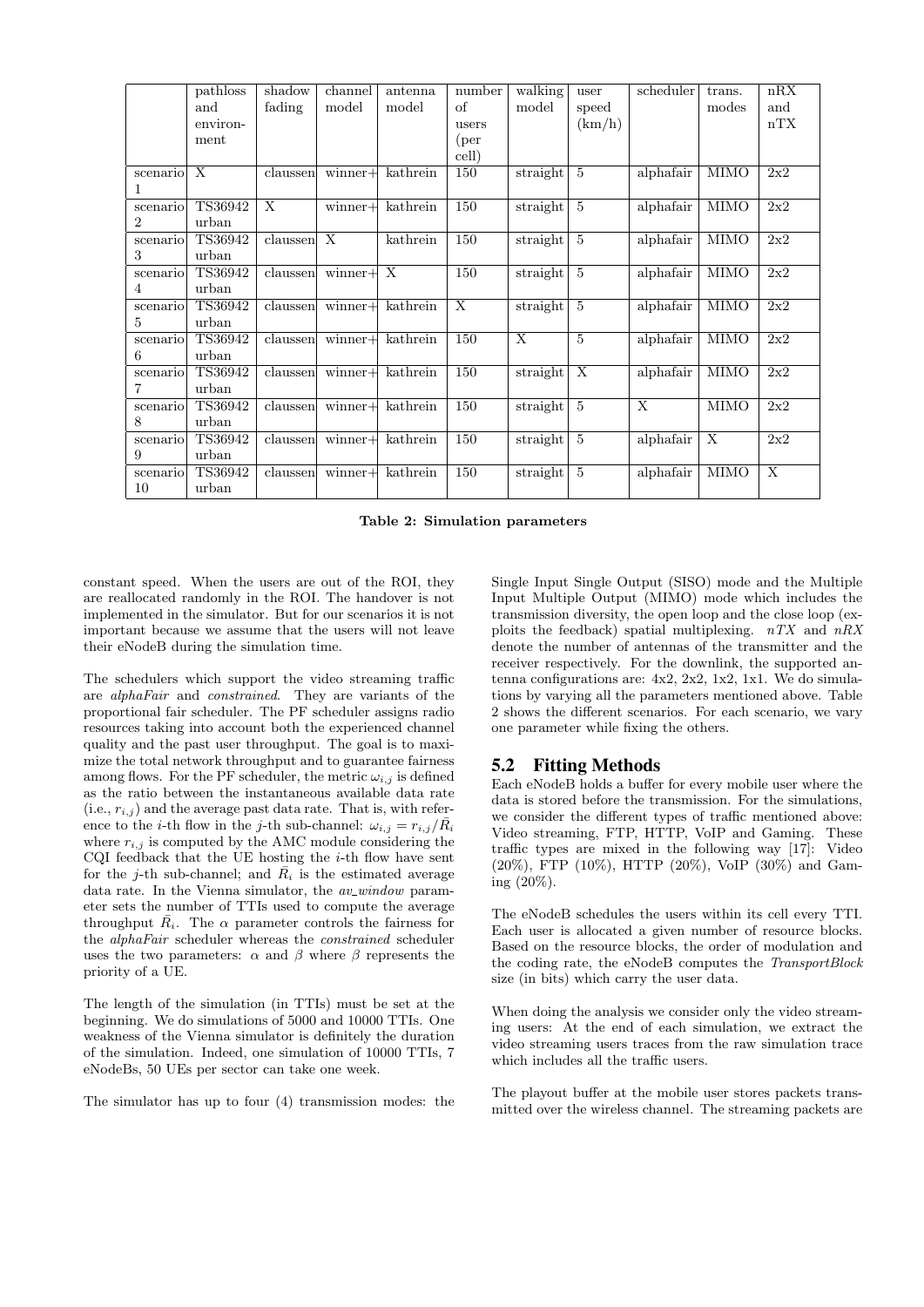| | pathloss and environment | shadow fading | channel model | antenna model | number of users (per cell) | walking model | user speed (km/h) | scheduler | trans. modes | nRX and nTX |
|---|---|---|---|---|---|---|---|---|---|---|
| scenario 1 | X | claussen | winner+ | kathrein | 150 | straight | 5 | alphafair | MIMO | 2x2 |
| scenario 2 | TS36942 urban | X | winner+ | kathrein | 150 | straight | 5 | alphafair | MIMO | 2x2 |
| scenario 3 | TS36942 urban | claussen | X | kathrein | 150 | straight | 5 | alphafair | MIMO | 2x2 |
| scenario 4 | TS36942 urban | claussen | winner+ | X | 150 | straight | 5 | alphafair | MIMO | 2x2 |
| scenario 5 | TS36942 urban | claussen | winner+ | kathrein | X | straight | 5 | alphafair | MIMO | 2x2 |
| scenario 6 | TS36942 urban | claussen | winner+ | kathrein | 150 | X | 5 | alphafair | MIMO | 2x2 |
| scenario 7 | TS36942 urban | claussen | winner+ | kathrein | 150 | straight | X | alphafair | MIMO | 2x2 |
| scenario 8 | TS36942 urban | claussen | winner+ | kathrein | 150 | straight | 5 | X | MIMO | 2x2 |
| scenario 9 | TS36942 urban | claussen | winner+ | kathrein | 150 | straight | 5 | alphafair | X | 2x2 |
| scenario 10 | TS36942 urban | claussen | winner+ | kathrein | 150 | straight | 5 | alphafair | MIMO | X |

**Table 2: Simulation parameters**

constant speed. When the users are out of the ROI, they are reallocated randomly in the ROI. The handover is not implemented in the simulator. But for our scenarios it is not important because we assume that the users will not leave their eNodeB during the simulation time.

The schedulers which support the video streaming traffic are *alphaFair* and *constrained*. They are variants of the proportional fair scheduler. The PF scheduler assigns radio resources taking into account both the experienced channel quality and the past user throughput. The goal is to maximize the total network throughput and to guarantee fairness among flows. For the PF scheduler, the metric $\omega_{i,j}$ is defined as the ratio between the instantaneous available data rate (i.e., $r_{i,j}$) and the average past data rate. That is, with reference to the $i$-th flow in the $j$-th sub-channel: $\omega_{i,j} = r_{i,j}/\bar{R}_i$ where $r_{i,j}$ is computed by the AMC module considering the CQI feedback that the UE hosting the $i$-th flow have sent for the $j$-th sub-channel; and $\bar{R}_i$ is the estimated average data rate. In the Vienna simulator, the *av_window* parameter sets the number of TTIs used to compute the average throughput $\bar{R}_i$. The $\alpha$ parameter controls the fairness for the *alphaFair* scheduler whereas the *constrained* scheduler uses the two parameters: $\alpha$ and $\beta$ where $\beta$ represents the priority of a UE.

The length of the simulation (in TTIs) must be set at the beginning. We do simulations of 5000 and 10000 TTIs. One weakness of the Vienna simulator is definitely the duration of the simulation. Indeed, one simulation of 10000 TTIs, 7 eNodeBs, 50 UEs per sector can take one week.

The simulator has up to four (4) transmission modes: the Single Input Single Output (SISO) mode and the Multiple Input Multiple Output (MIMO) mode which includes the transmission diversity, the open loop and the close loop (exploits the feedback) spatial multiplexing. $nTX$ and $nRX$ denote the number of antennas of the transmitter and the receiver respectively. For the downlink, the supported antenna configurations are: 4x2, 2x2, 1x2, 1x1. We do simulations by varying all the parameters mentioned above. Table 2 shows the different scenarios. For each scenario, we vary one parameter while fixing the others.

## 5.2 Fitting Methods

Each eNodeB holds a buffer for every mobile user where the data is stored before the transmission. For the simulations, we consider the different types of traffic mentioned above: Video streaming, FTP, HTTP, VoIP and Gaming. These traffic types are mixed in the following way [17]: Video (20%), FTP (10%), HTTP (20%), VoIP (30%) and Gaming (20%).

The eNodeB schedules the users within its cell every TTI. Each user is allocated a given number of resource blocks. Based on the resource blocks, the order of modulation and the coding rate, the eNodeB computes the *TransportBlock* size (in bits) which carry the user data.

When doing the analysis we consider only the video streaming users: At the end of each simulation, we extract the video streaming users traces from the raw simulation trace which includes all the traffic users.

The playout buffer at the mobile user stores packets transmitted over the wireless channel. The streaming packets are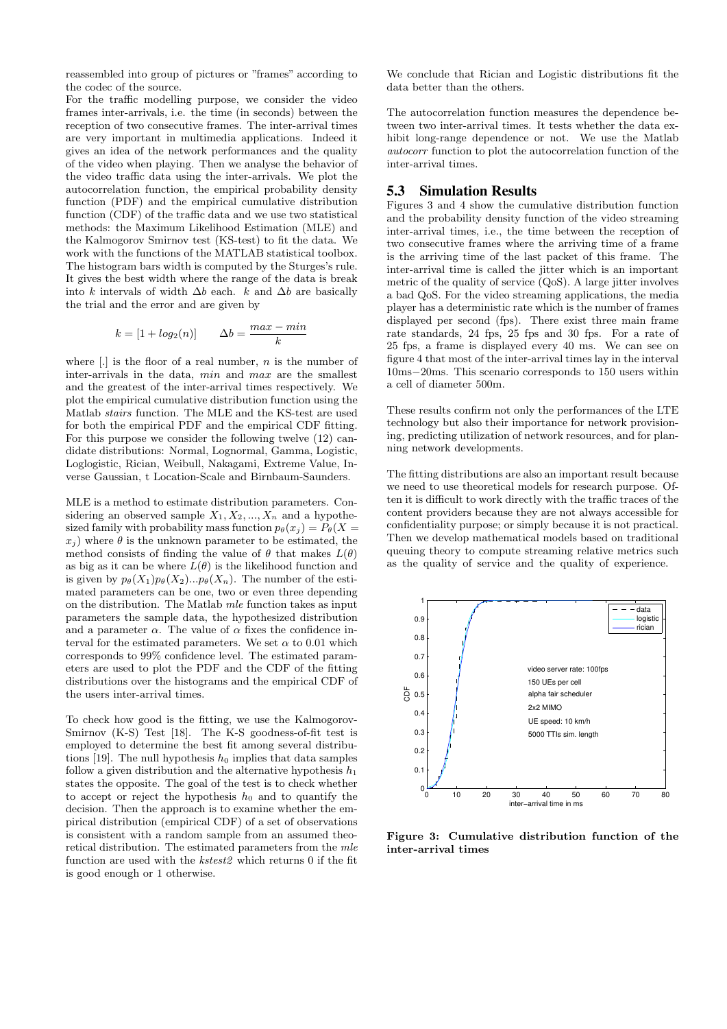reassembled into group of pictures or "frames" according to the codec of the source.

For the traffic modelling purpose, we consider the video frames inter-arrivals, i.e. the time (in seconds) between the reception of two consecutive frames. The inter-arrival times are very important in multimedia applications. Indeed it gives an idea of the network performances and the quality of the video when playing. Then we analyse the behavior of the video traffic data using the inter-arrivals. We plot the autocorrelation function, the empirical probability density function (PDF) and the empirical cumulative distribution function (CDF) of the traffic data and we use two statistical methods: the Maximum Likelihood Estimation (MLE) and the Kalmogorov Smirnov test (KS-test) to fit the data. We work with the functions of the MATLAB statistical toolbox. The histogram bars width is computed by the Sturges's rule. It gives the best width where the range of the data is break into $k$ intervals of width $\Delta b$ each. $k$ and $\Delta b$ are basically the trial and the error and are given by

$$k = [1 + log_2(n)] \qquad \Delta b = \frac{max - min}{k}$$

where [.] is the floor of a real number, $n$ is the number of inter-arrivals in the data, $min$ and $max$ are the smallest and the greatest of the inter-arrival times respectively. We plot the empirical cumulative distribution function using the Matlab *stairs* function. The MLE and the KS-test are used for both the empirical PDF and the empirical CDF fitting. For this purpose we consider the following twelve (12) candidate distributions: Normal, Lognormal, Gamma, Logistic, Loglogistic, Rician, Weibull, Nakagami, Extreme Value, Inverse Gaussian, t Location-Scale and Birnbaum-Saunders.

MLE is a method to estimate distribution parameters. Considering an observed sample $X_1, X_2, ..., X_n$ and a hypothesized family with probability mass function $p_\theta(x_j) = P_\theta(X = x_j)$ where $\theta$ is the unknown parameter to be estimated, the method consists of finding the value of $\theta$ that makes $L(\theta)$ as big as it can be where $L(\theta)$ is the likelihood function and is given by $p_\theta(X_1)p_\theta(X_2)...p_\theta(X_n)$. The number of the estimated parameters can be one, two or even three depending on the distribution. The Matlab *mle* function takes as input parameters the sample data, the hypothesized distribution and a parameter $\alpha$. The value of $\alpha$ fixes the confidence interval for the estimated parameters. We set $\alpha$ to 0.01 which corresponds to 99% confidence level. The estimated parameters are used to plot the PDF and the CDF of the fitting distributions over the histograms and the empirical CDF of the users inter-arrival times.

To check how good is the fitting, we use the Kalmogorov-Smirnov (K-S) Test [18]. The K-S goodness-of-fit test is employed to determine the best fit among several distributions [19]. The null hypothesis $h_0$ implies that data samples follow a given distribution and the alternative hypothesis $h_1$ states the opposite. The goal of the test is to check whether to accept or reject the hypothesis $h_0$ and to quantify the decision. Then the approach is to examine whether the empirical distribution (empirical CDF) of a set of observations is consistent with a random sample from an assumed theoretical distribution. The estimated parameters from the *mle* function are used with the *kstest2* which returns 0 if the fit is good enough or 1 otherwise.

We conclude that Rician and Logistic distributions fit the data better than the others.

The autocorrelation function measures the dependence between two inter-arrival times. It tests whether the data exhibit long-range dependence or not. We use the Matlab *autocorr* function to plot the autocorrelation function of the inter-arrival times.

## 5.3 Simulation Results

Figures 3 and 4 show the cumulative distribution function and the probability density function of the video streaming inter-arrival times, i.e., the time between the reception of two consecutive frames where the arriving time of a frame is the arriving time of the last packet of this frame. The inter-arrival time is called the jitter which is an important metric of the quality of service (QoS). A large jitter involves a bad QoS. For the video streaming applications, the media player has a deterministic rate which is the number of frames displayed per second (fps). There exist three main frame rate standards, 24 fps, 25 fps and 30 fps. For a rate of 25 fps, a frame is displayed every 40 ms. We can see on figure 4 that most of the inter-arrival times lay in the interval 10ms−20ms. This scenario corresponds to 150 users within a cell of diameter 500m.

These results confirm not only the performances of the LTE technology but also their importance for network provisioning, predicting utilization of network resources, and for planning network developments.

The fitting distributions are also an important result because we need to use theoretical models for research purpose. Often it is difficult to work directly with the traffic traces of the content providers because they are not always accessible for confidentiality purpose; or simply because it is not practical. Then we develop mathematical models based on traditional queuing theory to compute streaming relative metrics such as the quality of service and the quality of experience.

**Figure 3: Cumulative distribution function of the inter-arrival times**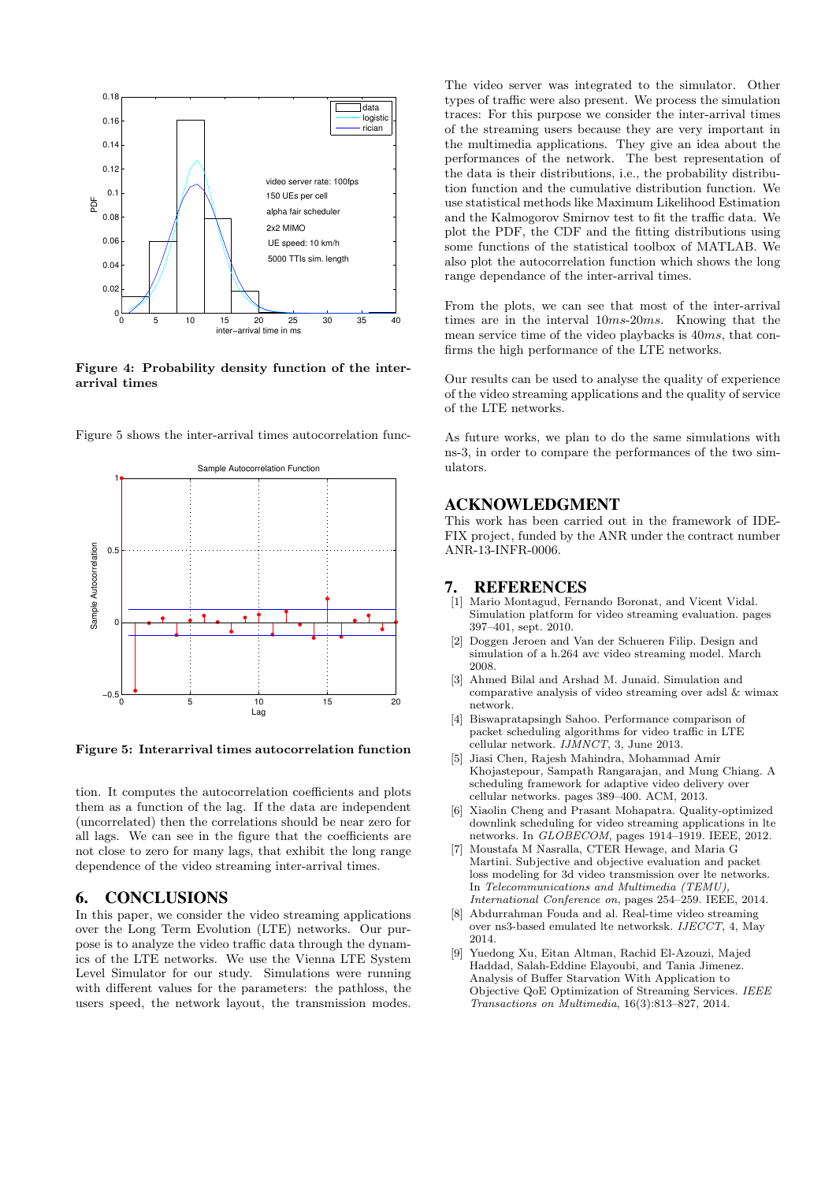**Figure 4: Probability density function of the inter-arrival times**

Figure 5 shows the inter-arrival times autocorrelation function. It computes the autocorrelation coefficients and plots them as a function of the lag. If the data are independent (uncorrelated) then the correlations should be near zero for all lags. We can see in the figure that the coefficients are not close to zero for many lags, that exhibit the long range dependence of the video streaming inter-arrival times.

**Figure 5: Interarrival times autocorrelation function**

# 6. CONCLUSIONS

In this paper, we consider the video streaming applications over the Long Term Evolution (LTE) networks. Our purpose is to analyze the video traffic data through the dynamics of the LTE networks. We use the Vienna LTE System Level Simulator for our study. Simulations were running with different values for the parameters: the pathloss, the users speed, the network layout, the transmission modes. The video server was integrated to the simulator. Other types of traffic were also present. We process the simulation traces: For this purpose we consider the inter-arrival times of the streaming users because they are very important in the multimedia applications. They give an idea about the performances of the network. The best representation of the data is their distributions, i.e., the probability distribution function and the cumulative distribution function. We use statistical methods like Maximum Likelihood Estimation and the Kalmogorov Smirnov test to fit the traffic data. We plot the PDF, the CDF and the fitting distributions using some functions of the statistical toolbox of MATLAB. We also plot the autocorrelation function which shows the long range dependance of the inter-arrival times.

From the plots, we can see that most of the inter-arrival times are in the interval $10ms$-$20ms$. Knowing that the mean service time of the video playbacks is $40ms$, that confirms the high performance of the LTE networks.

Our results can be used to analyse the quality of experience of the video streaming applications and the quality of service of the LTE networks.

As future works, we plan to do the same simulations with ns-3, in order to compare the performances of the two simulators.

# ACKNOWLEDGMENT

This work has been carried out in the framework of IDEFIX project, funded by the ANR under the contract number ANR-13-INFR-0006.

# 7. REFERENCES

[1] Mario Montagud, Fernando Boronat, and Vicent Vidal. Simulation platform for video streaming evaluation. pages 397–401, sept. 2010.

[2] Doggen Jeroen and Van der Schueren Filip. Design and simulation of a h.264 avc video streaming model. March 2008.

[3] Ahmed Bilal and Arshad M. Junaid. Simulation and comparative analysis of video streaming over adsl & wimax network.

[4] Biswapratapsingh Sahoo. Performance comparison of packet scheduling algorithms for video traffic in LTE cellular network. *IJMNCT*, 3, June 2013.

[5] Jiasi Chen, Rajesh Mahindra, Mohammad Amir Khojastepour, Sampath Rangarajan, and Mung Chiang. A scheduling framework for adaptive video delivery over cellular networks. pages 389–400. ACM, 2013.

[6] Xiaolin Cheng and Prasant Mohapatra. Quality-optimized downlink scheduling for video streaming applications in lte networks. In *GLOBECOM*, pages 1914–1919. IEEE, 2012.

[7] Moustafa M Nasralla, CTER Hewage, and Maria G Martini. Subjective and objective evaluation and packet loss modeling for 3d video transmission over lte networks. In *Telecommunications and Multimedia (TEMU), International Conference on*, pages 254–259. IEEE, 2014.

[8] Abdurrahman Fouda and al. Real-time video streaming over ns3-based emulated lte networksk. *IJECCT*, 4, May 2014.

[9] Yuedong Xu, Eitan Altman, Rachid El-Azouzi, Majed Haddad, Salah-Eddine Elayoubi, and Tania Jimenez. Analysis of Buffer Starvation With Application to Objective QoE Optimization of Streaming Services. *IEEE Transactions on Multimedia*, 16(3):813–827, 2014.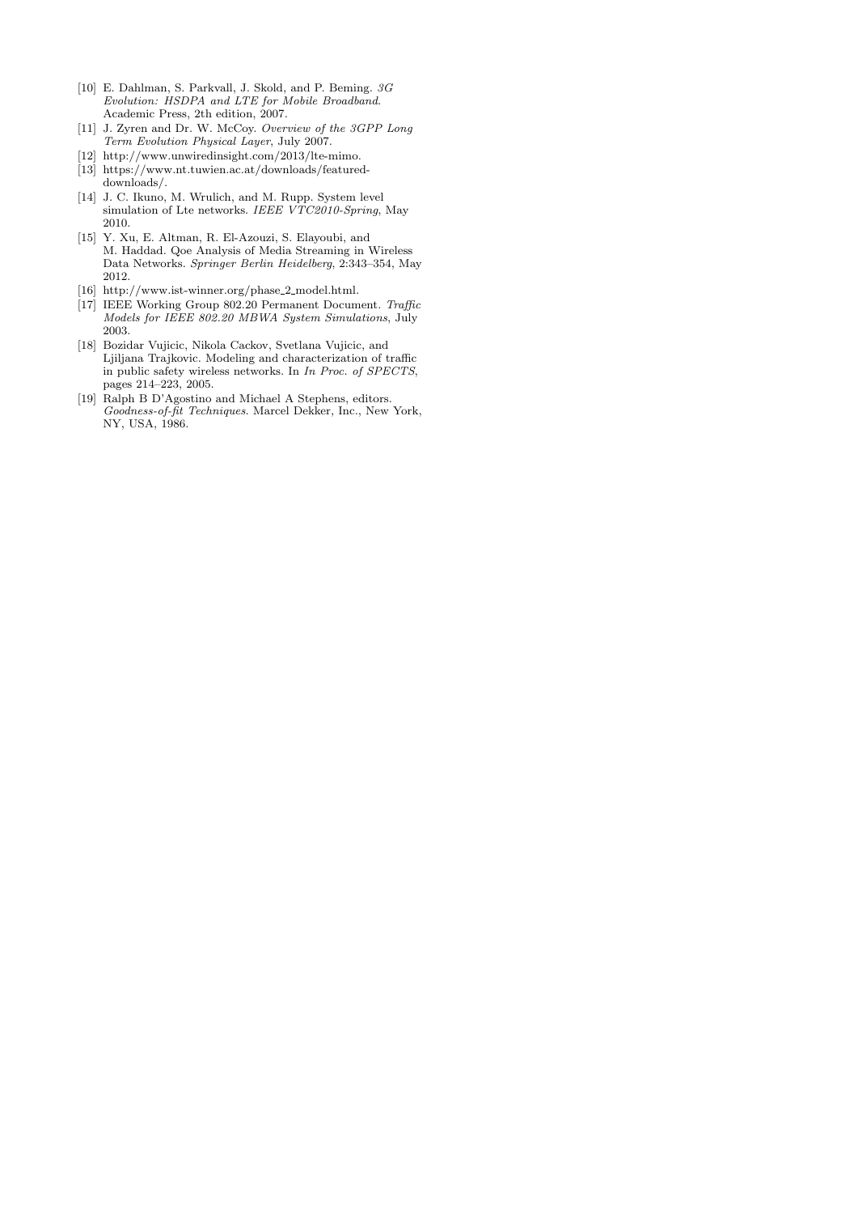- [10] E. Dahlman, S. Parkvall, J. Skold, and P. Beming. *3G Evolution: HSDPA and LTE for Mobile Broadband*. Academic Press, 2th edition, 2007.
- [11] J. Zyren and Dr. W. McCoy. *Overview of the 3GPP Long Term Evolution Physical Layer*, July 2007.
- [12] http://www.unwiredinsight.com/2013/lte-mimo.
- [13] https://www.nt.tuwien.ac.at/downloads/featured-downloads/.
- [14] J. C. Ikuno, M. Wrulich, and M. Rupp. System level simulation of Lte networks. *IEEE VTC2010-Spring*, May 2010.
- [15] Y. Xu, E. Altman, R. El-Azouzi, S. Elayoubi, and M. Haddad. Qoe Analysis of Media Streaming in Wireless Data Networks. *Springer Berlin Heidelberg*, 2:343–354, May 2012.
- [16] http://www.ist-winner.org/phase_2_model.html.
- [17] IEEE Working Group 802.20 Permanent Document. *Traffic Models for IEEE 802.20 MBWA System Simulations*, July 2003.
- [18] Bozidar Vujicic, Nikola Cackov, Svetlana Vujicic, and Ljiljana Trajkovic. Modeling and characterization of traffic in public safety wireless networks. In *In Proc. of SPECTS*, pages 214–223, 2005.
- [19] Ralph B D'Agostino and Michael A Stephens, editors. *Goodness-of-fit Techniques*. Marcel Dekker, Inc., New York, NY, USA, 1986.